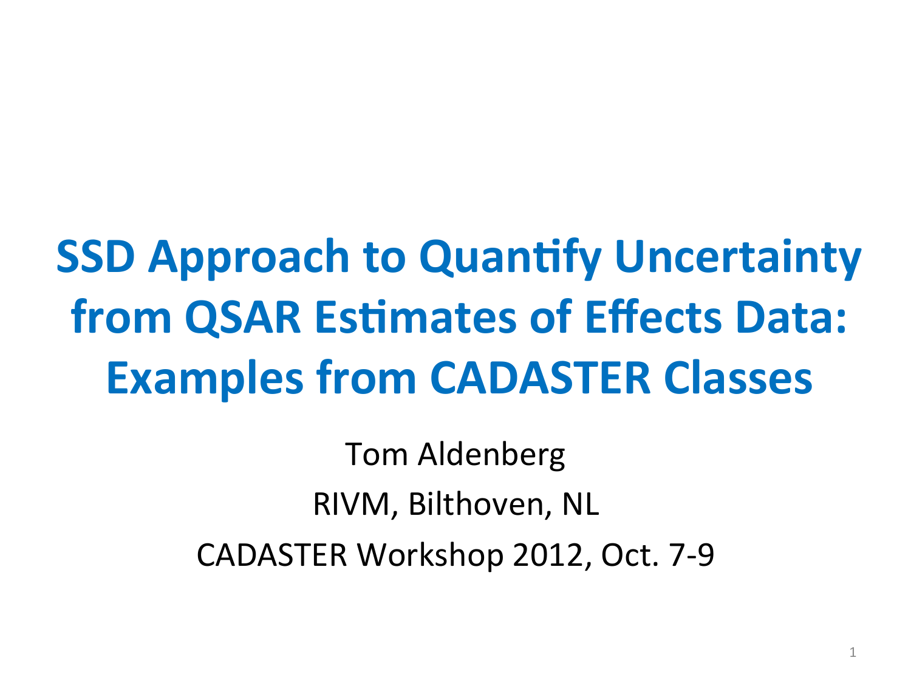# SSD Approach to Quantify Uncertainty from QSAR Estimates of Effects Data: Examples from CADASTER Classes

Tom Aldenberg

RIVM, Bilthoven, NL

CADASTER Workshop 2012, Oct. 7-9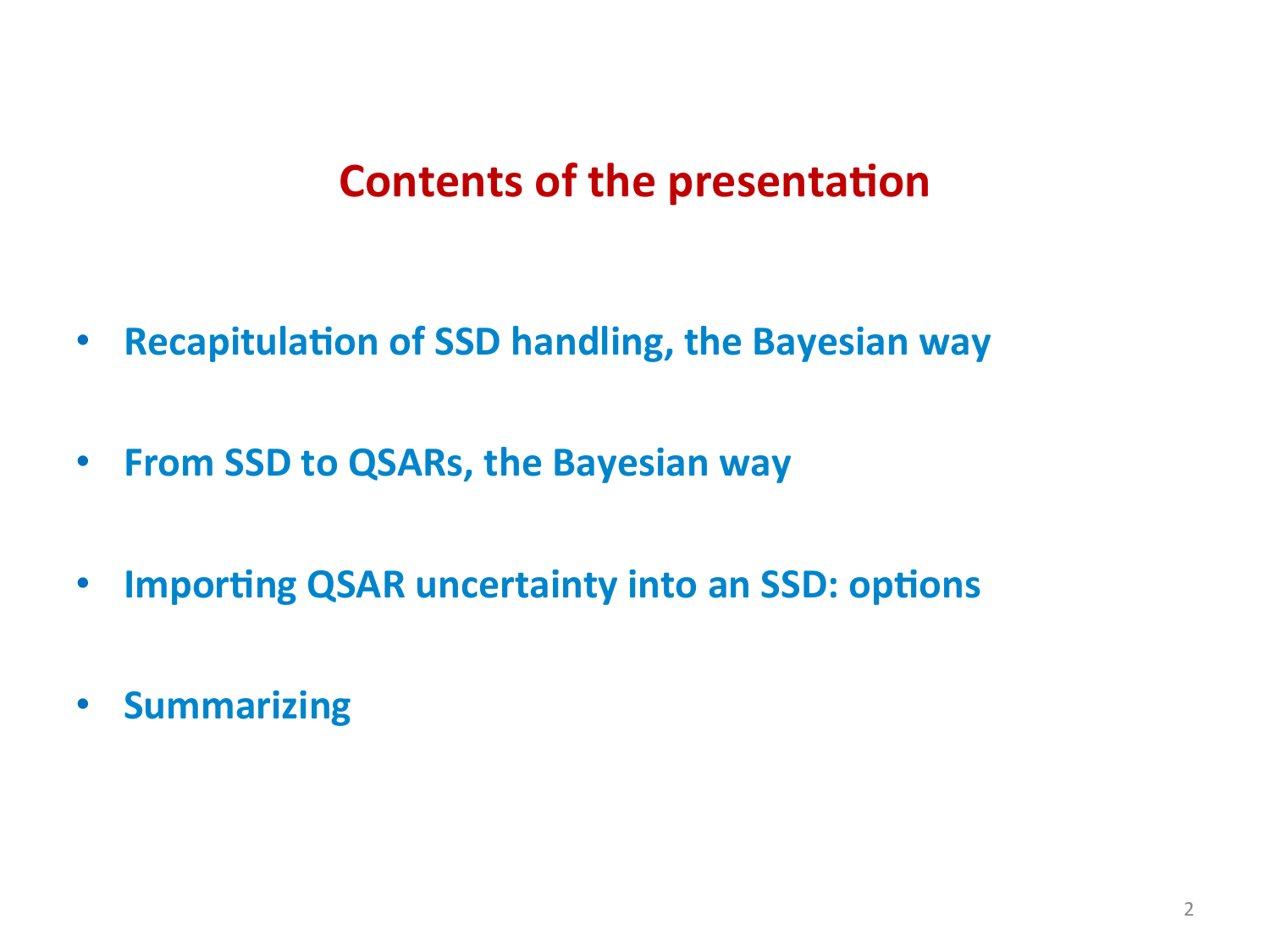# Contents of the presentation

- **Recapitulation of SSD handling, the Bayesian way**
- **From SSD to QSARs, the Bayesian way**
- **Importing QSAR uncertainty into an SSD: options**
- **Summarizing**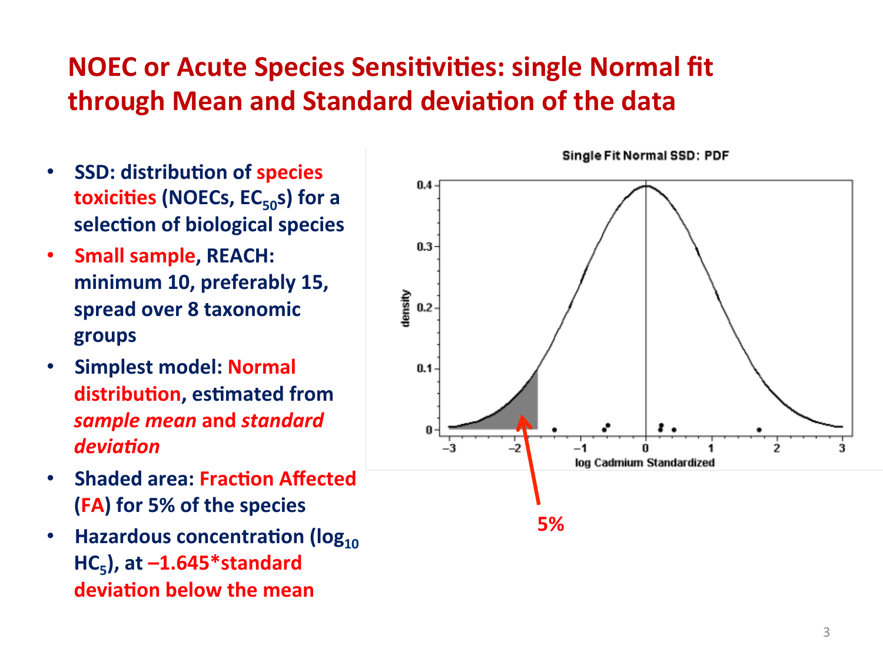# NOEC or Acute Species Sensitivities: single Normal fit through Mean and Standard deviation of the data

- **SSD: distribution of species toxicities (NOECs, $EC_{50}$s) for a selection of biological species**
- **Small sample, REACH: minimum 10, preferably 15, spread over 8 taxonomic groups**
- **Simplest model: Normal distribution, estimated from *sample mean* and *standard deviation***
- **Shaded area: Fraction Affected (FA) for 5% of the species**
- **Hazardous concentration ($\log_{10}$ $HC_5$), at –1.645\*standard deviation below the mean**

Single Fit Normal SSD: PDF

5%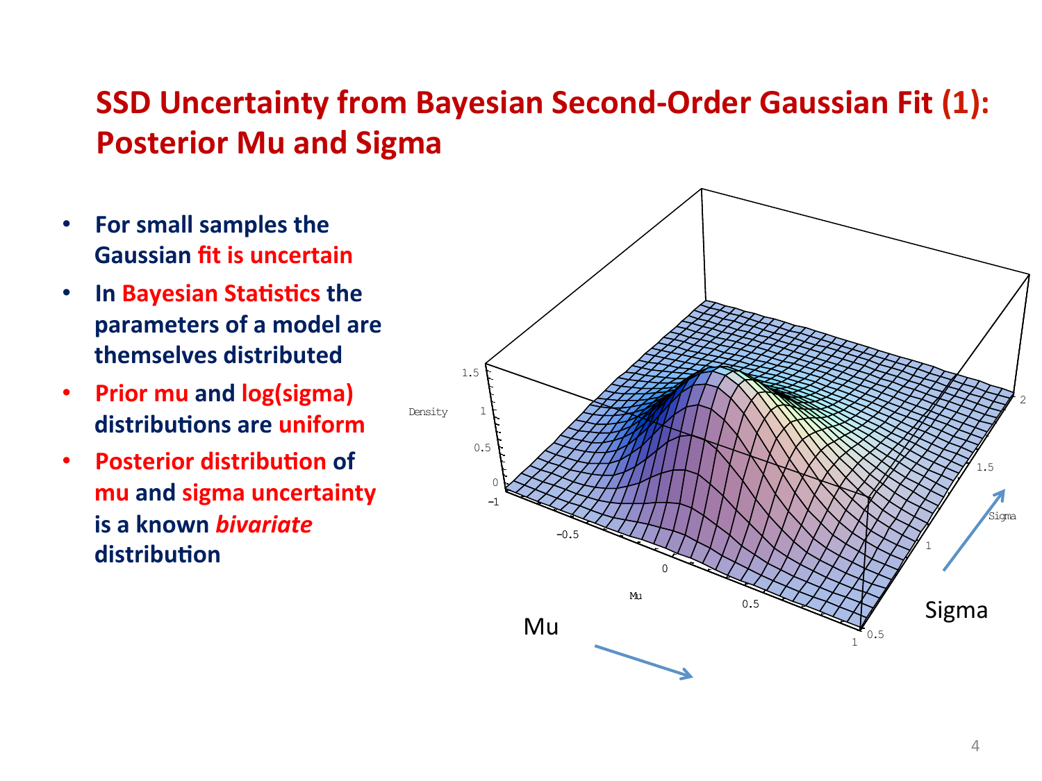# SSD Uncertainty from Bayesian Second-Order Gaussian Fit (1): Posterior Mu and Sigma

- **For small samples the Gaussian fit is uncertain**
- **In Bayesian Statistics the parameters of a model are themselves distributed**
- **Prior mu and log(sigma) distributions are uniform**
- **Posterior distribution of mu and sigma uncertainty is a known *bivariate* distribution**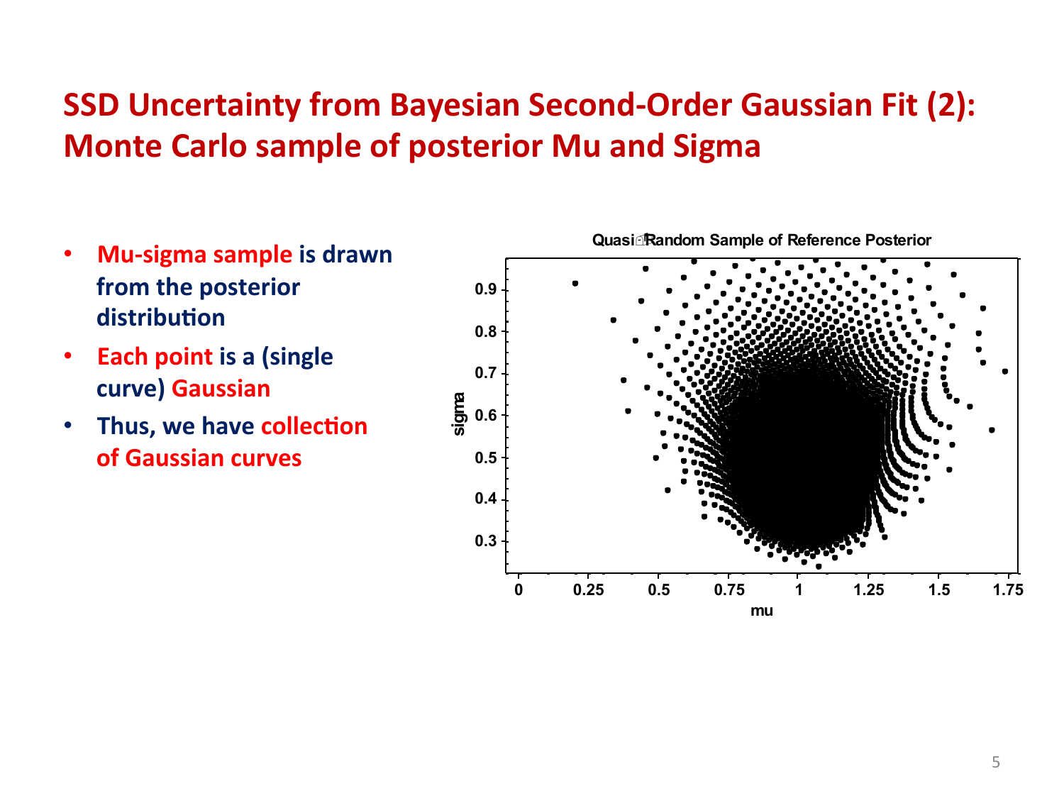# SSD Uncertainty from Bayesian Second-Order Gaussian Fit (2): Monte Carlo sample of posterior Mu and Sigma

- **Mu-sigma sample is drawn from the posterior distribution**
- **Each point is a (single curve) Gaussian**
- **Thus, we have collection of Gaussian curves**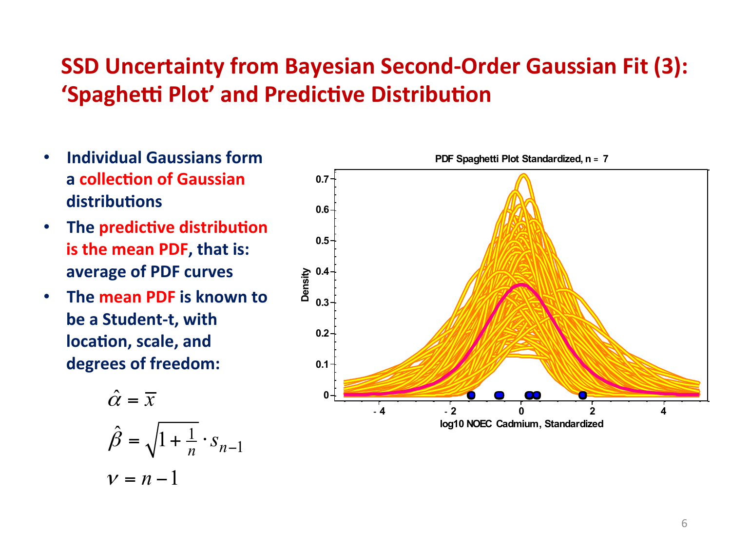# SSD Uncertainty from Bayesian Second-Order Gaussian Fit (3): 'Spaghetti Plot' and Predictive Distribution

- **Individual Gaussians form a collection of Gaussian distributions**
- **The predictive distribution is the mean PDF, that is: average of PDF curves**
- **The mean PDF is known to be a Student-t, with location, scale, and degrees of freedom:**

$$\hat{\alpha} = \overline{x}$$

$$\hat{\beta} = \sqrt{1 + \tfrac{1}{n}} \cdot s_{n-1}$$

$$\nu = n - 1$$

PDF Spaghetti Plot Standardized, n = 7

Density

log10 NOEC Cadmium, Standardized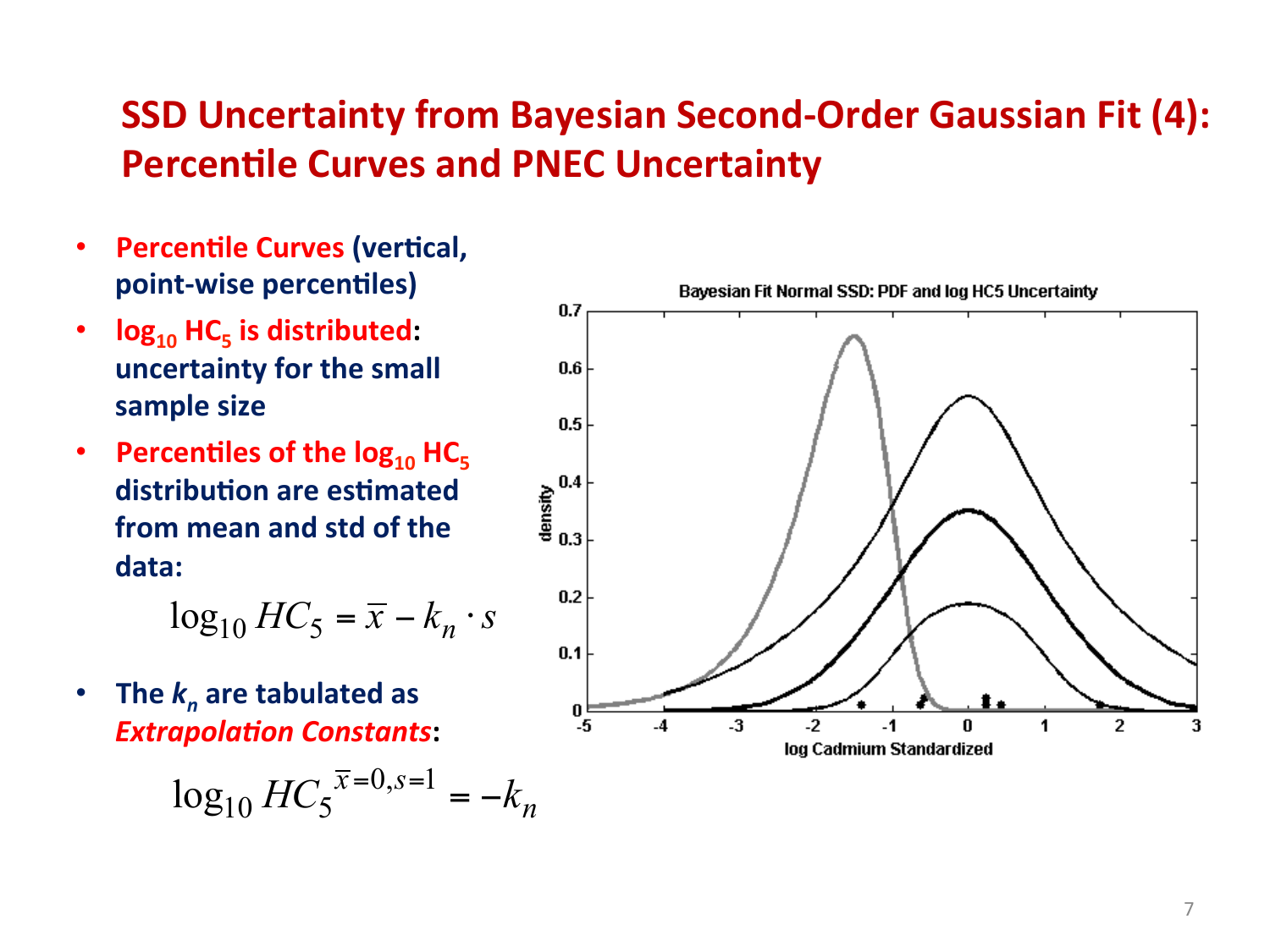# SSD Uncertainty from Bayesian Second-Order Gaussian Fit (4): Percentile Curves and PNEC Uncertainty

- **Percentile Curves (vertical, point-wise percentiles)**
- **$\log_{10} HC_5$ is distributed: uncertainty for the small sample size**
- **Percentiles of the $\log_{10} HC_5$ distribution are estimated from mean and std of the data:**

$$\log_{10} HC_5 = \bar{x} - k_n \cdot s$$

- **The $k_n$ are tabulated as *Extrapolation Constants*:**

$$\log_{10} HC_5^{\bar{x}=0, s=1} = -k_n$$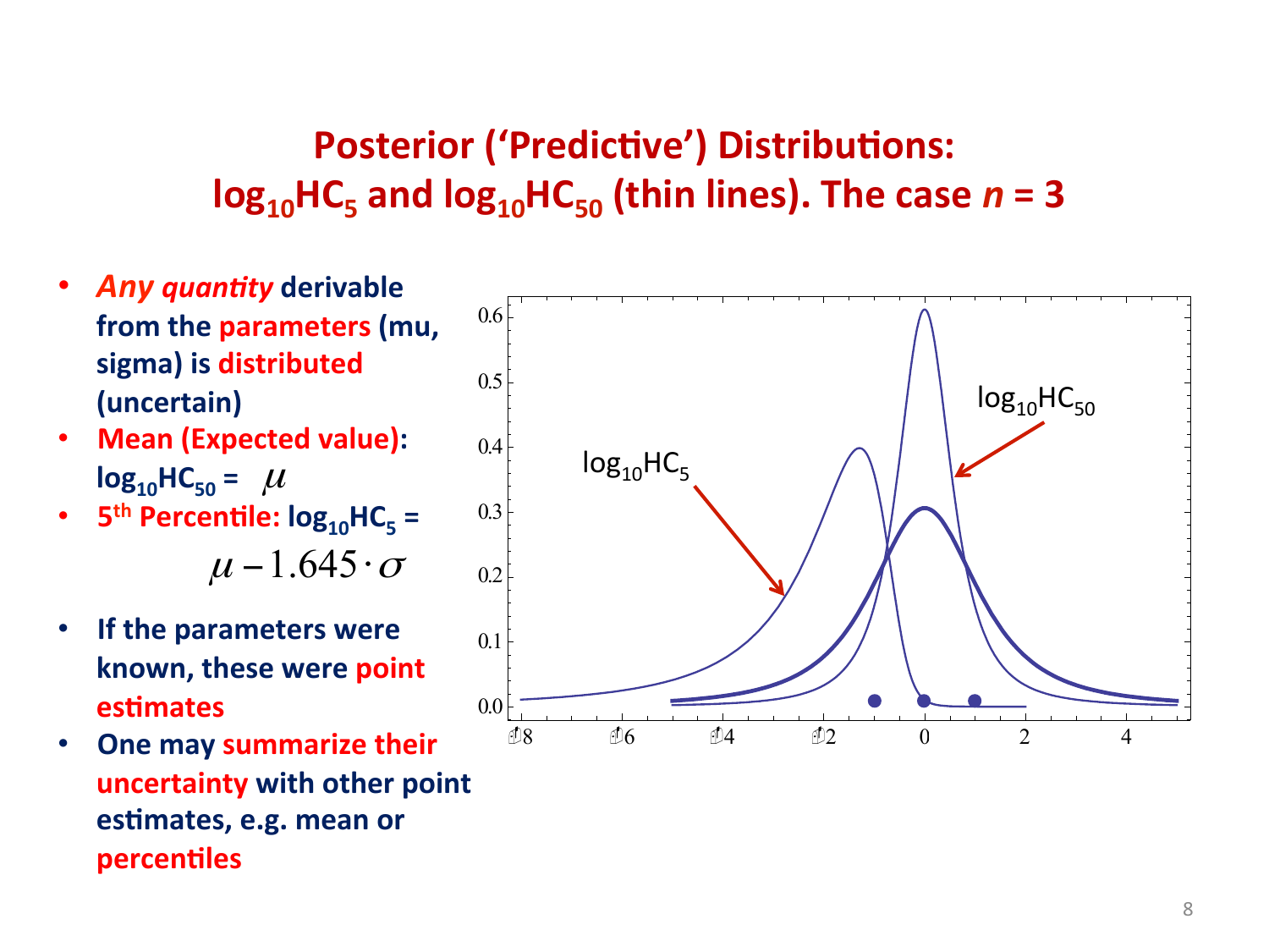# Posterior ('Predictive') Distributions: $\log_{10}HC_5$ and $\log_{10}HC_{50}$ (thin lines). The case *n* = 3

- ***Any quantity*** **derivable from the parameters (mu, sigma) is distributed (uncertain)**
- **Mean (Expected value): $\log_{10}HC_{50} = \mu$**
- **5th Percentile: $\log_{10}HC_5 =$**

$$\mu - 1.645 \cdot \sigma$$

- **If the parameters were known, these were point estimates**
- **One may summarize their uncertainty with other point estimates, e.g. mean or percentiles**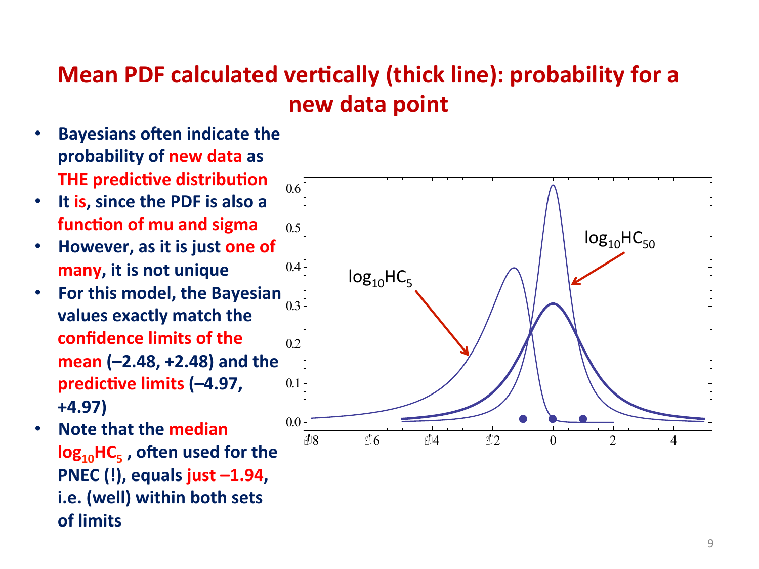# Mean PDF calculated vertically (thick line): probability for a new data point

- Bayesians often indicate the probability of new data as THE predictive distribution
- It is, since the PDF is also a function of mu and sigma
- However, as it is just one of many, it is not unique
- For this model, the Bayesian values exactly match the confidence limits of the mean (–2.48, +2.48) and the predictive limits (–4.97, +4.97)
- Note that the median $\log_{10}HC_5$ , often used for the PNEC (!), equals just –1.94, i.e. (well) within both sets of limits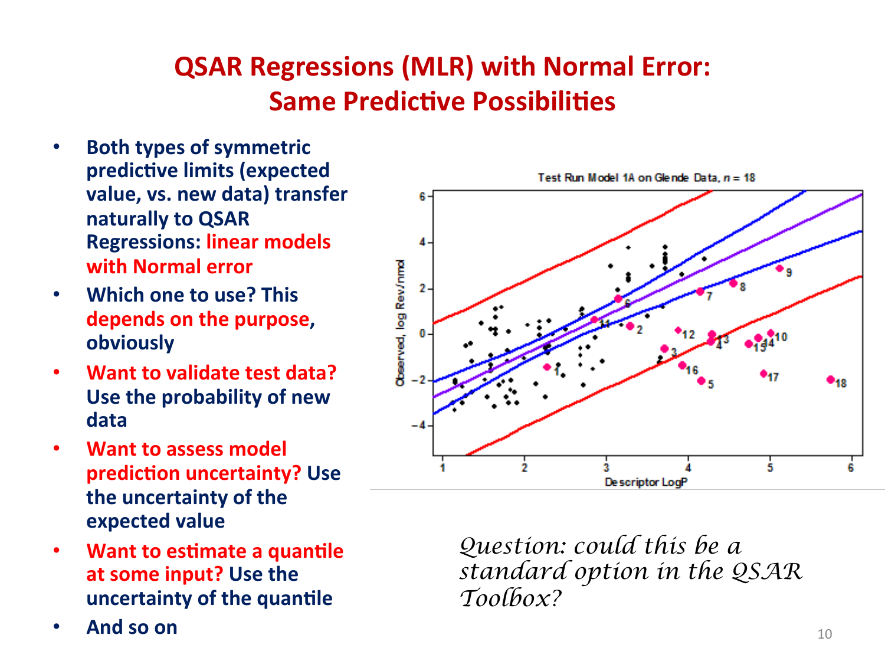# QSAR Regressions (MLR) with Normal Error: Same Predictive Possibilities

- **Both types of symmetric predictive limits (expected value, vs. new data) transfer naturally to QSAR Regressions: linear models with Normal error**
- **Which one to use? This depends on the purpose, obviously**
- **Want to validate test data? Use the probability of new data**
- **Want to assess model prediction uncertainty? Use the uncertainty of the expected value**
- **Want to estimate a quantile at some input? Use the uncertainty of the quantile**
- **And so on**

Test Run Model 1A on Glende Data, $n = 18$

*Question: could this be a standard option in the QSAR Toolbox?*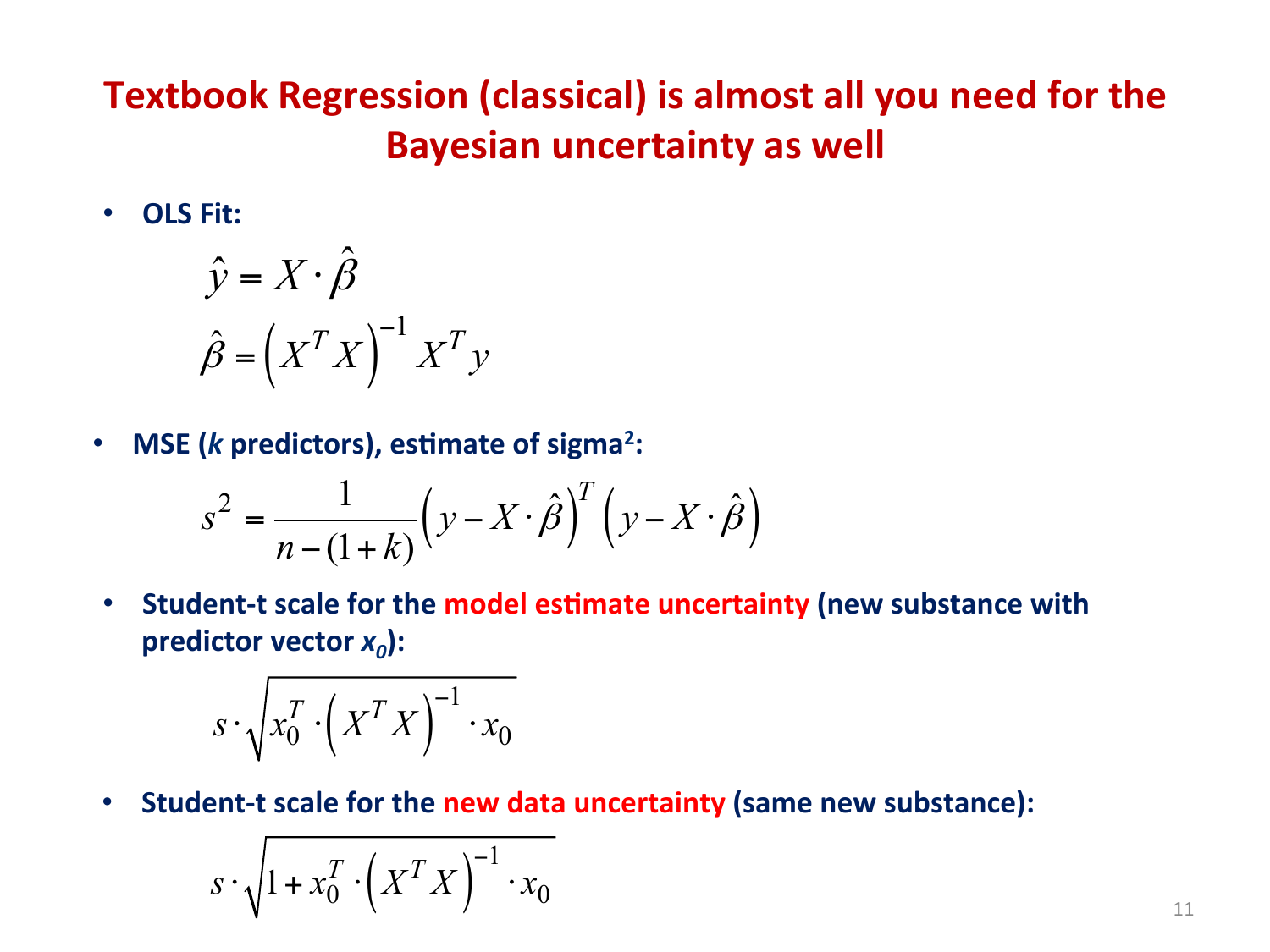# Textbook Regression (classical) is almost all you need for the Bayesian uncertainty as well

- **OLS Fit:**

$$\hat{y} = X \cdot \hat{\beta}$$

$$\hat{\beta} = \left(X^T X\right)^{-1} X^T y$$

- **MSE (*k* predictors), estimate of sigma²:**

$$s^2 = \frac{1}{n-(1+k)}\left(y - X \cdot \hat{\beta}\right)^T \left(y - X \cdot \hat{\beta}\right)$$

- **Student-t scale for the model estimate uncertainty (new substance with predictor vector $x_0$):**

$$s \cdot \sqrt{x_0^T \cdot \left(X^T X\right)^{-1} \cdot x_0}$$

- **Student-t scale for the new data uncertainty (same new substance):**

$$s \cdot \sqrt{1 + x_0^T \cdot \left(X^T X\right)^{-1} \cdot x_0}$$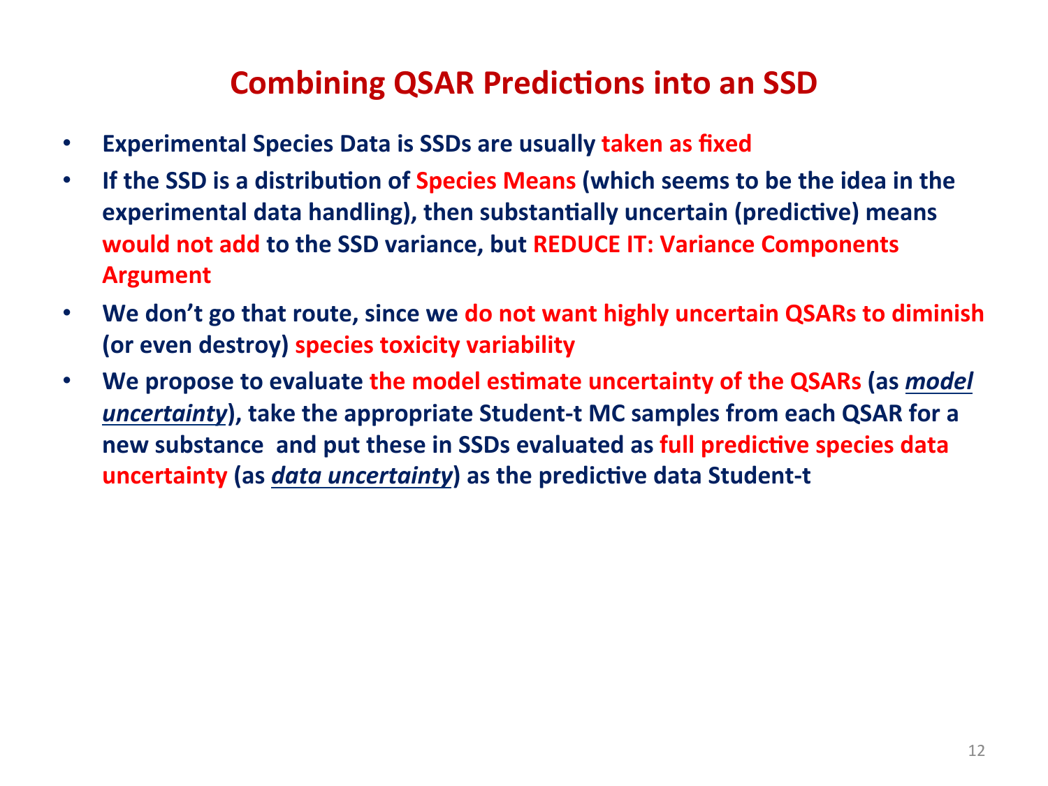# Combining QSAR Predictions into an SSD

- **Experimental Species Data is SSDs are usually taken as fixed**
- **If the SSD is a distribution of Species Means (which seems to be the idea in the experimental data handling), then substantially uncertain (predictive) means would not add to the SSD variance, but REDUCE IT: Variance Components Argument**
- **We don't go that route, since we do not want highly uncertain QSARs to diminish (or even destroy) species toxicity variability**
- **We propose to evaluate the model estimate uncertainty of the QSARs (as <u>*model uncertainty*</u>), take the appropriate Student-t MC samples from each QSAR for a new substance and put these in SSDs evaluated as full predictive species data uncertainty (as <u>*data uncertainty*</u>) as the predictive data Student-t**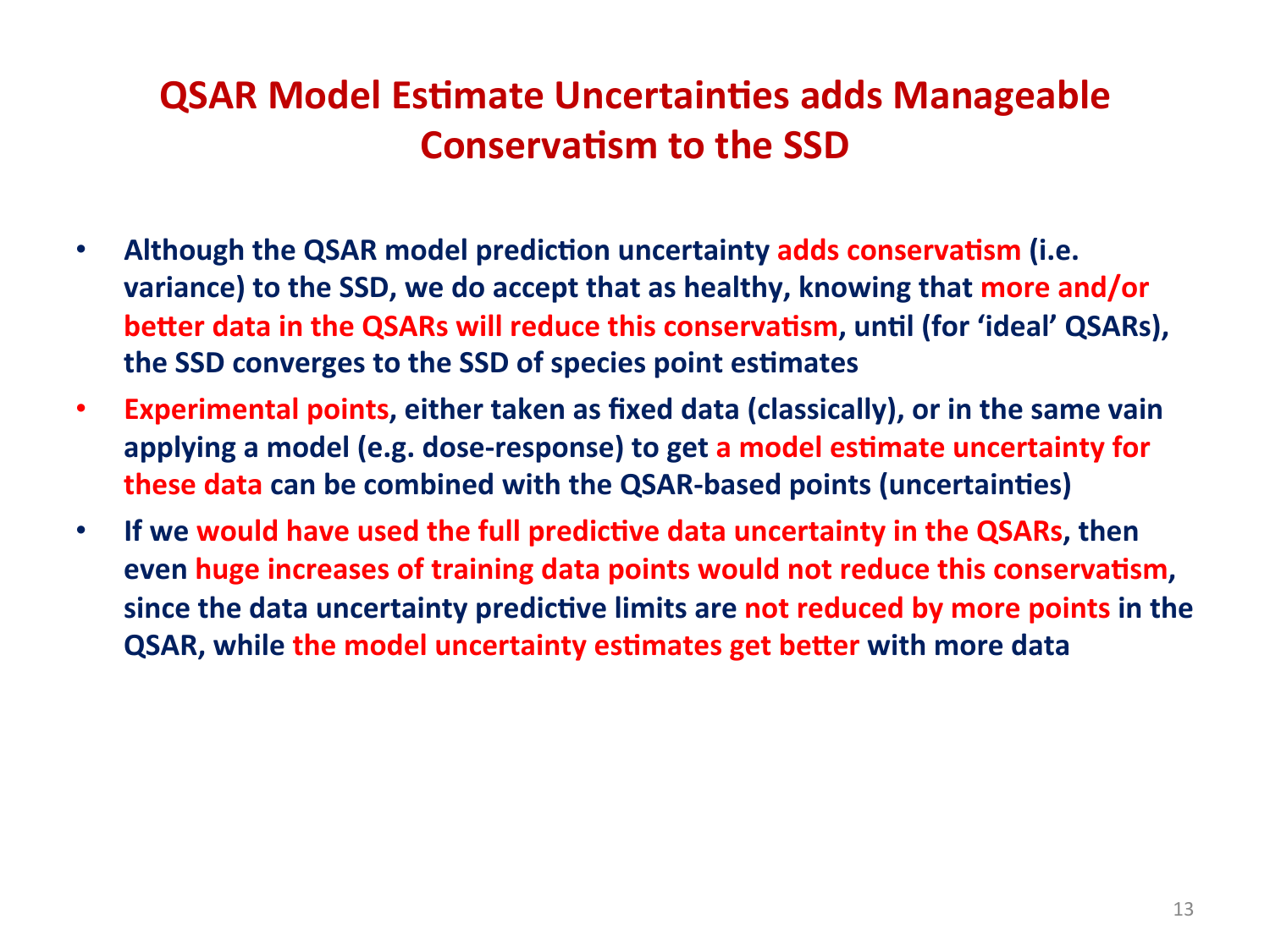# QSAR Model Estimate Uncertainties adds Manageable Conservatism to the SSD

- Although the QSAR model prediction uncertainty adds conservatism (i.e. variance) to the SSD, we do accept that as healthy, knowing that more and/or better data in the QSARs will reduce this conservatism, until (for 'ideal' QSARs), the SSD converges to the SSD of species point estimates
- Experimental points, either taken as fixed data (classically), or in the same vain applying a model (e.g. dose-response) to get a model estimate uncertainty for these data can be combined with the QSAR-based points (uncertainties)
- If we would have used the full predictive data uncertainty in the QSARs, then even huge increases of training data points would not reduce this conservatism, since the data uncertainty predictive limits are not reduced by more points in the QSAR, while the model uncertainty estimates get better with more data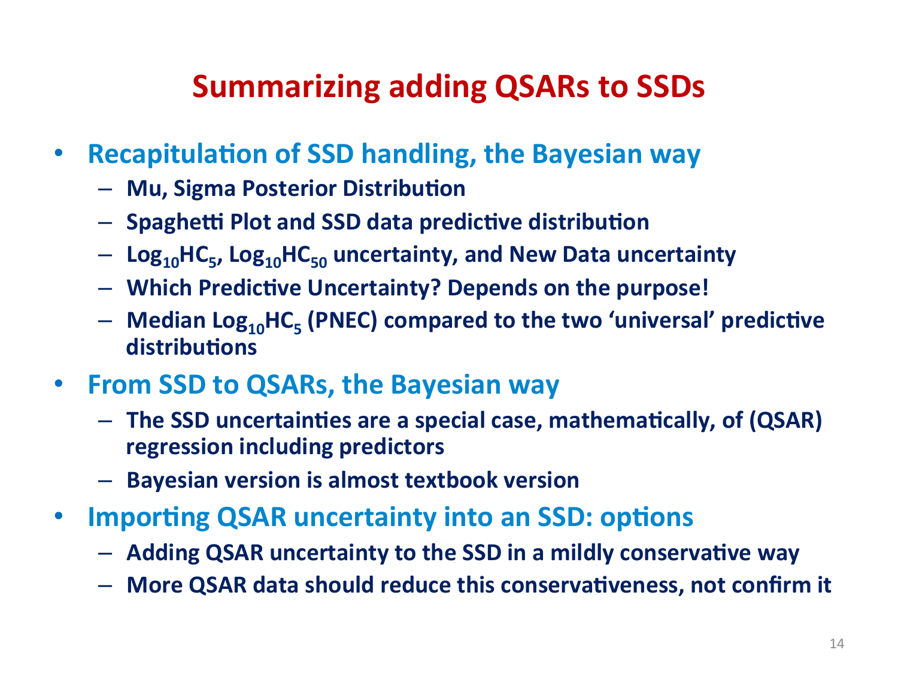# Summarizing adding QSARs to SSDs

- **Recapitulation of SSD handling, the Bayesian way**
  - **Mu, Sigma Posterior Distribution**
  - **Spaghetti Plot and SSD data predictive distribution**
  - **$Log_{10}HC_5$, $Log_{10}HC_{50}$ uncertainty, and New Data uncertainty**
  - **Which Predictive Uncertainty? Depends on the purpose!**
  - **Median $Log_{10}HC_5$ (PNEC) compared to the two 'universal' predictive distributions**
- **From SSD to QSARs, the Bayesian way**
  - **The SSD uncertainties are a special case, mathematically, of (QSAR) regression including predictors**
  - **Bayesian version is almost textbook version**
- **Importing QSAR uncertainty into an SSD: options**
  - **Adding QSAR uncertainty to the SSD in a mildly conservative way**
  - **More QSAR data should reduce this conservativeness, not confirm it**